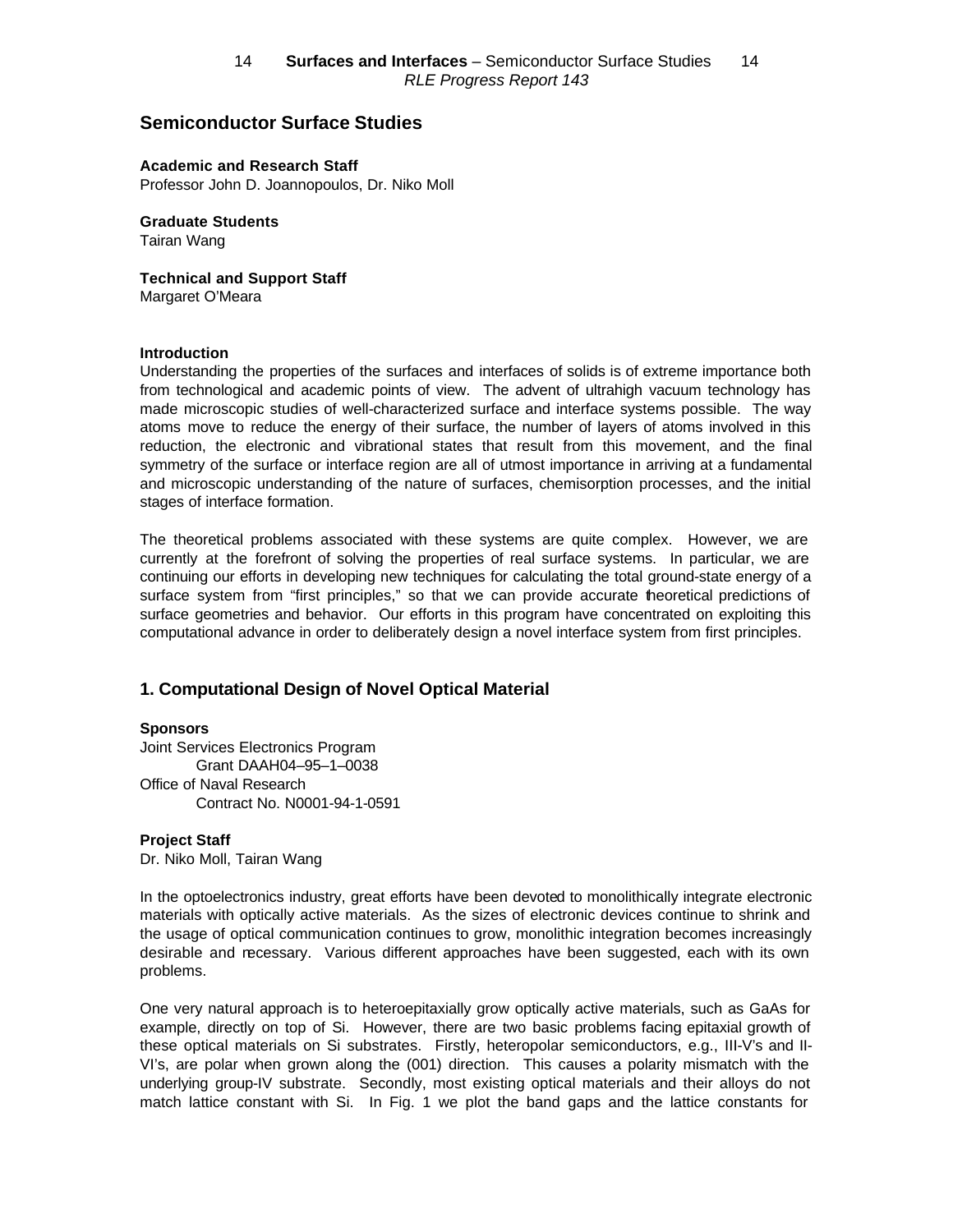## Semiconductor Surface Studies

**Academic and Research Staff**
Professor John D. Joannopoulos, Dr. Niko Moll

**Graduate Students**
Tairan Wang

**Technical and Support Staff**
Margaret O'Meara

**Introduction**

Understanding the properties of the surfaces and interfaces of solids is of extreme importance both from technological and academic points of view. The advent of ultrahigh vacuum technology has made microscopic studies of well-characterized surface and interface systems possible. The way atoms move to reduce the energy of their surface, the number of layers of atoms involved in this reduction, the electronic and vibrational states that result from this movement, and the final symmetry of the surface or interface region are all of utmost importance in arriving at a fundamental and microscopic understanding of the nature of surfaces, chemisorption processes, and the initial stages of interface formation.

The theoretical problems associated with these systems are quite complex. However, we are currently at the forefront of solving the properties of real surface systems. In particular, we are continuing our efforts in developing new techniques for calculating the total ground-state energy of a surface system from "first principles," so that we can provide accurate theoretical predictions of surface geometries and behavior. Our efforts in this program have concentrated on exploiting this computational advance in order to deliberately design a novel interface system from first principles.

## 1. Computational Design of Novel Optical Material

**Sponsors**

Joint Services Electronics Program
Grant DAAH04–95–1–0038
Office of Naval Research
Contract No. N0001-94-1-0591

**Project Staff**
Dr. Niko Moll, Tairan Wang

In the optoelectronics industry, great efforts have been devoted to monolithically integrate electronic materials with optically active materials. As the sizes of electronic devices continue to shrink and the usage of optical communication continues to grow, monolithic integration becomes increasingly desirable and necessary. Various different approaches have been suggested, each with its own problems.

One very natural approach is to heteroepitaxially grow optically active materials, such as GaAs for example, directly on top of Si. However, there are two basic problems facing epitaxial growth of these optical materials on Si substrates. Firstly, heteropolar semiconductors, e.g., III-V's and II-VI's, are polar when grown along the (001) direction. This causes a polarity mismatch with the underlying group-IV substrate. Secondly, most existing optical materials and their alloys do not match lattice constant with Si. In Fig. 1 we plot the band gaps and the lattice constants for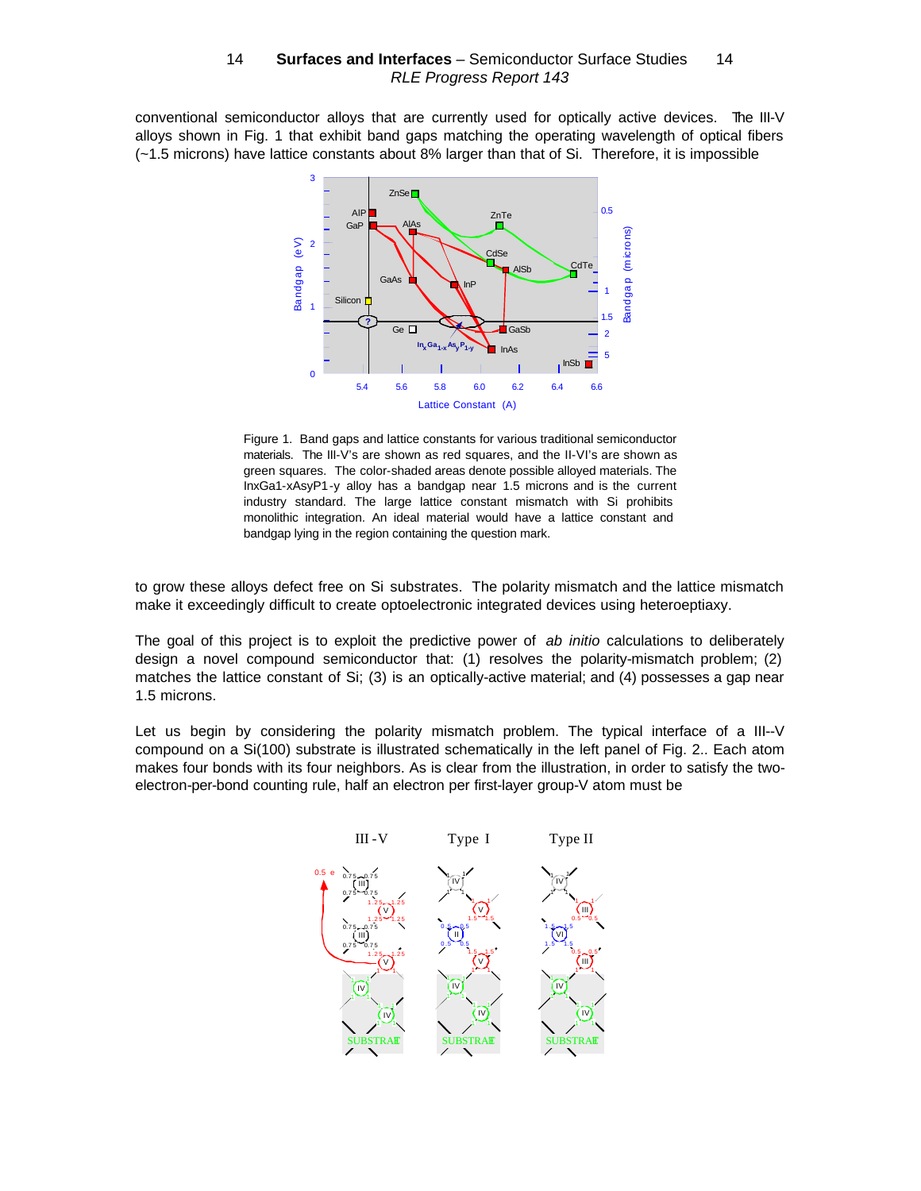conventional semiconductor alloys that are currently used for optically active devices. The III-V alloys shown in Fig. 1 that exhibit band gaps matching the operating wavelength of optical fibers (~1.5 microns) have lattice constants about 8% larger than that of Si. Therefore, it is impossible

Figure 1. Band gaps and lattice constants for various traditional semiconductor materials. The III-V's are shown as red squares, and the II-VI's are shown as green squares. The color-shaded areas denote possible alloyed materials. The InxGa1-xAsyP1-y alloy has a bandgap near 1.5 microns and is the current industry standard. The large lattice constant mismatch with Si prohibits monolithic integration. An ideal material would have a lattice constant and bandgap lying in the region containing the question mark.

to grow these alloys defect free on Si substrates. The polarity mismatch and the lattice mismatch make it exceedingly difficult to create optoelectronic integrated devices using heteroeptiaxy.

The goal of this project is to exploit the predictive power of *ab initio* calculations to deliberately design a novel compound semiconductor that: (1) resolves the polarity-mismatch problem; (2) matches the lattice constant of Si; (3) is an optically-active material; and (4) possesses a gap near 1.5 microns.

Let us begin by considering the polarity mismatch problem. The typical interface of a III--V compound on a Si(100) substrate is illustrated schematically in the left panel of Fig. 2.. Each atom makes four bonds with its four neighbors. As is clear from the illustration, in order to satisfy the two-electron-per-bond counting rule, half an electron per first-layer group-V atom must be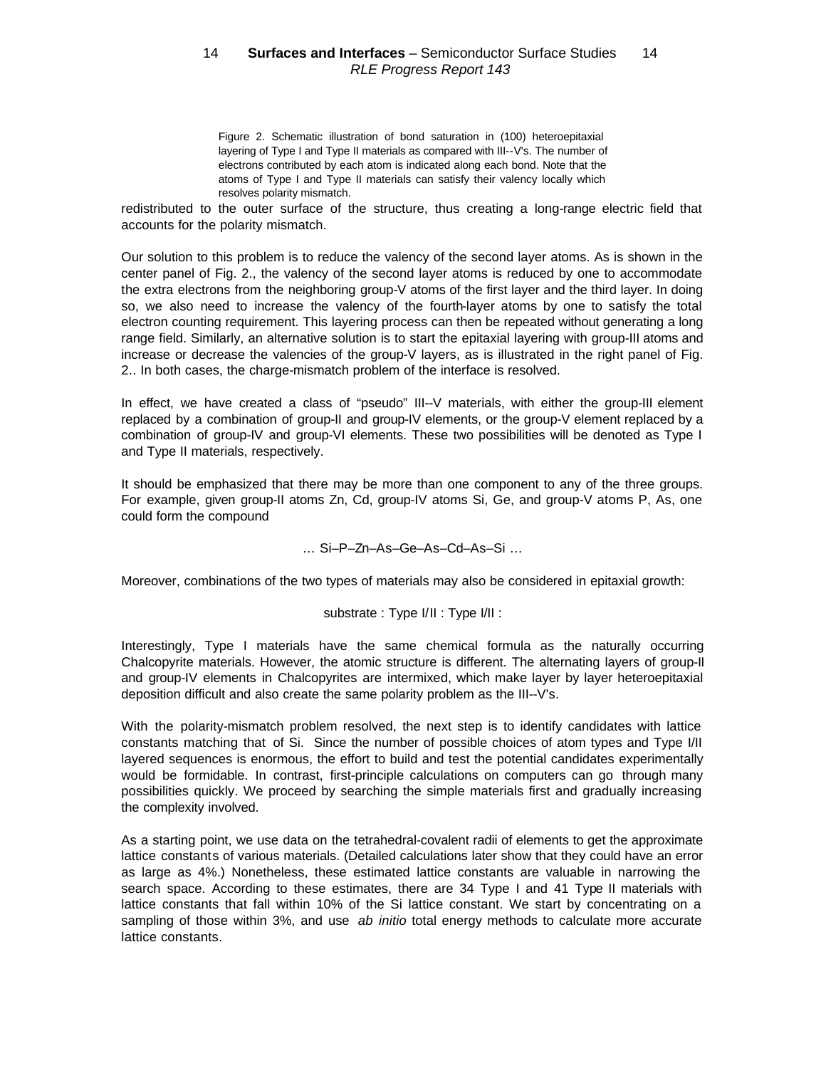Figure 2. Schematic illustration of bond saturation in (100) heteroepitaxial layering of Type I and Type II materials as compared with III--V's. The number of electrons contributed by each atom is indicated along each bond. Note that the atoms of Type I and Type II materials can satisfy their valency locally which resolves polarity mismatch.

redistributed to the outer surface of the structure, thus creating a long-range electric field that accounts for the polarity mismatch.

Our solution to this problem is to reduce the valency of the second layer atoms. As is shown in the center panel of Fig. 2., the valency of the second layer atoms is reduced by one to accommodate the extra electrons from the neighboring group-V atoms of the first layer and the third layer. In doing so, we also need to increase the valency of the fourth-layer atoms by one to satisfy the total electron counting requirement. This layering process can then be repeated without generating a long range field. Similarly, an alternative solution is to start the epitaxial layering with group-III atoms and increase or decrease the valencies of the group-V layers, as is illustrated in the right panel of Fig. 2.. In both cases, the charge-mismatch problem of the interface is resolved.

In effect, we have created a class of "pseudo" III--V materials, with either the group-III element replaced by a combination of group-II and group-IV elements, or the group-V element replaced by a combination of group-IV and group-VI elements. These two possibilities will be denoted as Type I and Type II materials, respectively.

It should be emphasized that there may be more than one component to any of the three groups. For example, given group-II atoms Zn, Cd, group-IV atoms Si, Ge, and group-V atoms P, As, one could form the compound

… Si–P–Zn–As–Ge–As–Cd–As–Si …

Moreover, combinations of the two types of materials may also be considered in epitaxial growth:

substrate : Type I/II : Type I/II :

Interestingly, Type I materials have the same chemical formula as the naturally occurring Chalcopyrite materials. However, the atomic structure is different. The alternating layers of group-II and group-IV elements in Chalcopyrites are intermixed, which make layer by layer heteroepitaxial deposition difficult and also create the same polarity problem as the III--V's.

With the polarity-mismatch problem resolved, the next step is to identify candidates with lattice constants matching that of Si. Since the number of possible choices of atom types and Type I/II layered sequences is enormous, the effort to build and test the potential candidates experimentally would be formidable. In contrast, first-principle calculations on computers can go through many possibilities quickly. We proceed by searching the simple materials first and gradually increasing the complexity involved.

As a starting point, we use data on the tetrahedral-covalent radii of elements to get the approximate lattice constants of various materials. (Detailed calculations later show that they could have an error as large as 4%.) Nonetheless, these estimated lattice constants are valuable in narrowing the search space. According to these estimates, there are 34 Type I and 41 Type II materials with lattice constants that fall within 10% of the Si lattice constant. We start by concentrating on a sampling of those within 3%, and use *ab initio* total energy methods to calculate more accurate lattice constants.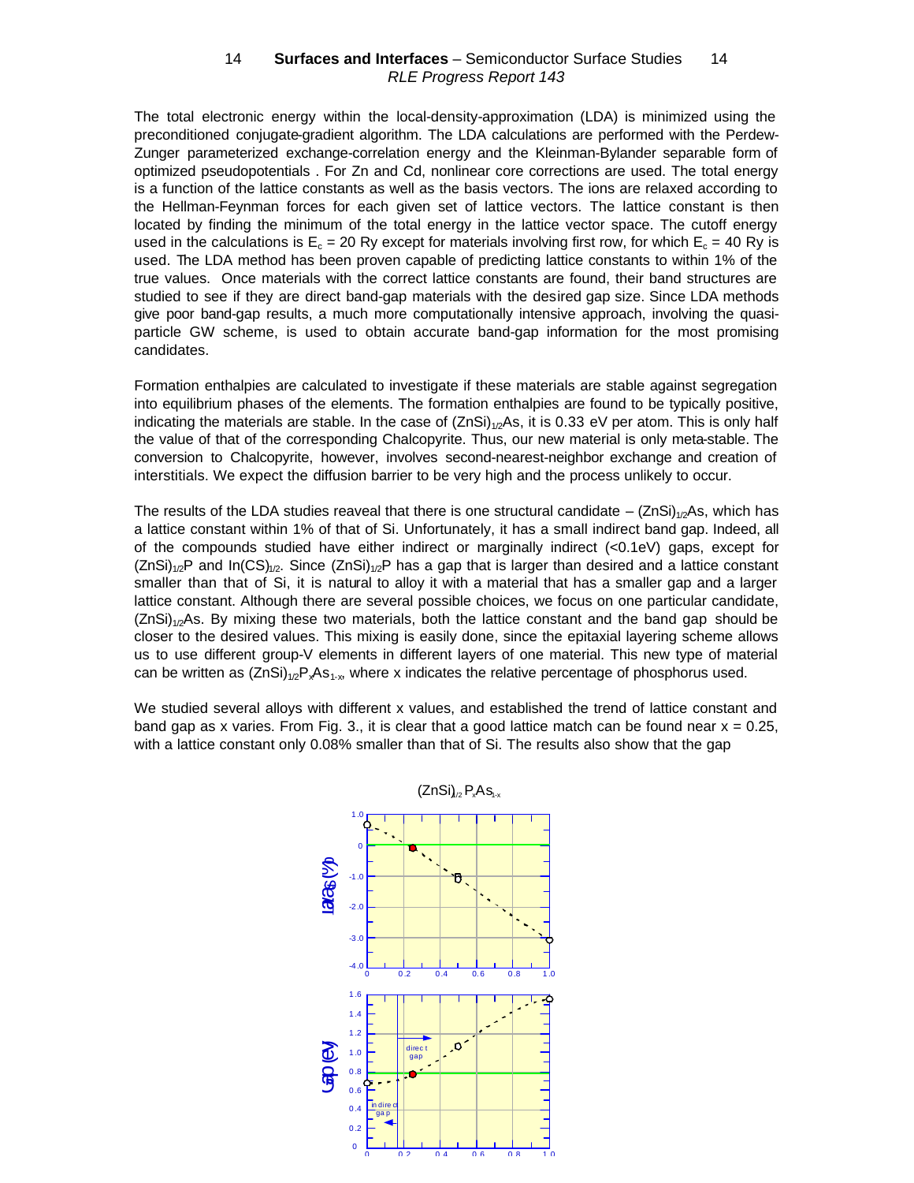The total electronic energy within the local-density-approximation (LDA) is minimized using the preconditioned conjugate-gradient algorithm. The LDA calculations are performed with the Perdew-Zunger parameterized exchange-correlation energy and the Kleinman-Bylander separable form of optimized pseudopotentials . For Zn and Cd, nonlinear core corrections are used. The total energy is a function of the lattice constants as well as the basis vectors. The ions are relaxed according to the Hellman-Feynman forces for each given set of lattice vectors. The lattice constant is then located by finding the minimum of the total energy in the lattice vector space. The cutoff energy used in the calculations is $E_c$ = 20 Ry except for materials involving first row, for which $E_c$ = 40 Ry is used. The LDA method has been proven capable of predicting lattice constants to within 1% of the true values. Once materials with the correct lattice constants are found, their band structures are studied to see if they are direct band-gap materials with the desired gap size. Since LDA methods give poor band-gap results, a much more computationally intensive approach, involving the quasi-particle GW scheme, is used to obtain accurate band-gap information for the most promising candidates.

Formation enthalpies are calculated to investigate if these materials are stable against segregation into equilibrium phases of the elements. The formation enthalpies are found to be typically positive, indicating the materials are stable. In the case of $(ZnSi)_{1/2}As$, it is 0.33 eV per atom. This is only half the value of that of the corresponding Chalcopyrite. Thus, our new material is only meta-stable. The conversion to Chalcopyrite, however, involves second-nearest-neighbor exchange and creation of interstitials. We expect the diffusion barrier to be very high and the process unlikely to occur.

The results of the LDA studies reaveal that there is one structural candidate – $(ZnSi)_{1/2}As$, which has a lattice constant within 1% of that of Si. Unfortunately, it has a small indirect band gap. Indeed, all of the compounds studied have either indirect or marginally indirect (<0.1eV) gaps, except for $(ZnSi)_{1/2}P$ and $In(CS)_{1/2}$. Since $(ZnSi)_{1/2}P$ has a gap that is larger than desired and a lattice constant smaller than that of Si, it is natural to alloy it with a material that has a smaller gap and a larger lattice constant. Although there are several possible choices, we focus on one particular candidate, $(ZnSi)_{1/2}As$. By mixing these two materials, both the lattice constant and the band gap should be closer to the desired values. This mixing is easily done, since the epitaxial layering scheme allows us to use different group-V elements in different layers of one material. This new type of material can be written as $(ZnSi)_{1/2}P_xAs_{1-x}$, where x indicates the relative percentage of phosphorus used.

We studied several alloys with different x values, and established the trend of lattice constant and band gap as x varies. From Fig. 3., it is clear that a good lattice match can be found near x = 0.25, with a lattice constant only 0.08% smaller than that of Si. The results also show that the gap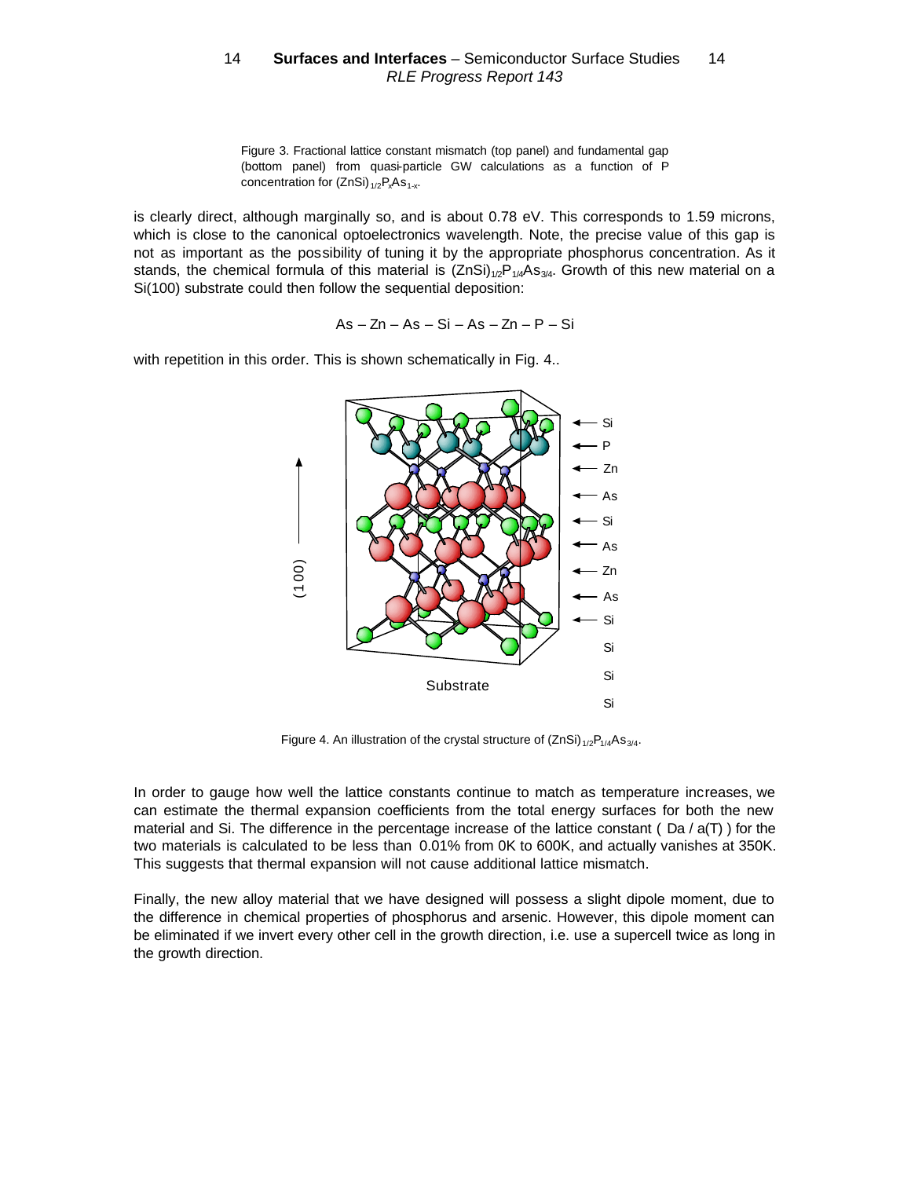Figure 3. Fractional lattice constant mismatch (top panel) and fundamental gap (bottom panel) from quasi-particle GW calculations as a function of P concentration for $(ZnSi)_{1/2}P_xAs_{1-x}$.

is clearly direct, although marginally so, and is about 0.78 eV. This corresponds to 1.59 microns, which is close to the canonical optoelectronics wavelength. Note, the precise value of this gap is not as important as the possibility of tuning it by the appropriate phosphorus concentration. As it stands, the chemical formula of this material is $(ZnSi)_{1/2}P_{1/4}As_{3/4}$. Growth of this new material on a Si(100) substrate could then follow the sequential deposition:

As – Zn – As – Si – As – Zn – P – Si

with repetition in this order. This is shown schematically in Fig. 4..

Figure 4. An illustration of the crystal structure of $(ZnSi)_{1/2}P_{1/4}As_{3/4}$.

In order to gauge how well the lattice constants continue to match as temperature increases, we can estimate the thermal expansion coefficients from the total energy surfaces for both the new material and Si. The difference in the percentage increase of the lattice constant ( $\Delta a / a(T)$ ) for the two materials is calculated to be less than 0.01% from 0K to 600K, and actually vanishes at 350K. This suggests that thermal expansion will not cause additional lattice mismatch.

Finally, the new alloy material that we have designed will possess a slight dipole moment, due to the difference in chemical properties of phosphorus and arsenic. However, this dipole moment can be eliminated if we invert every other cell in the growth direction, i.e. use a supercell twice as long in the growth direction.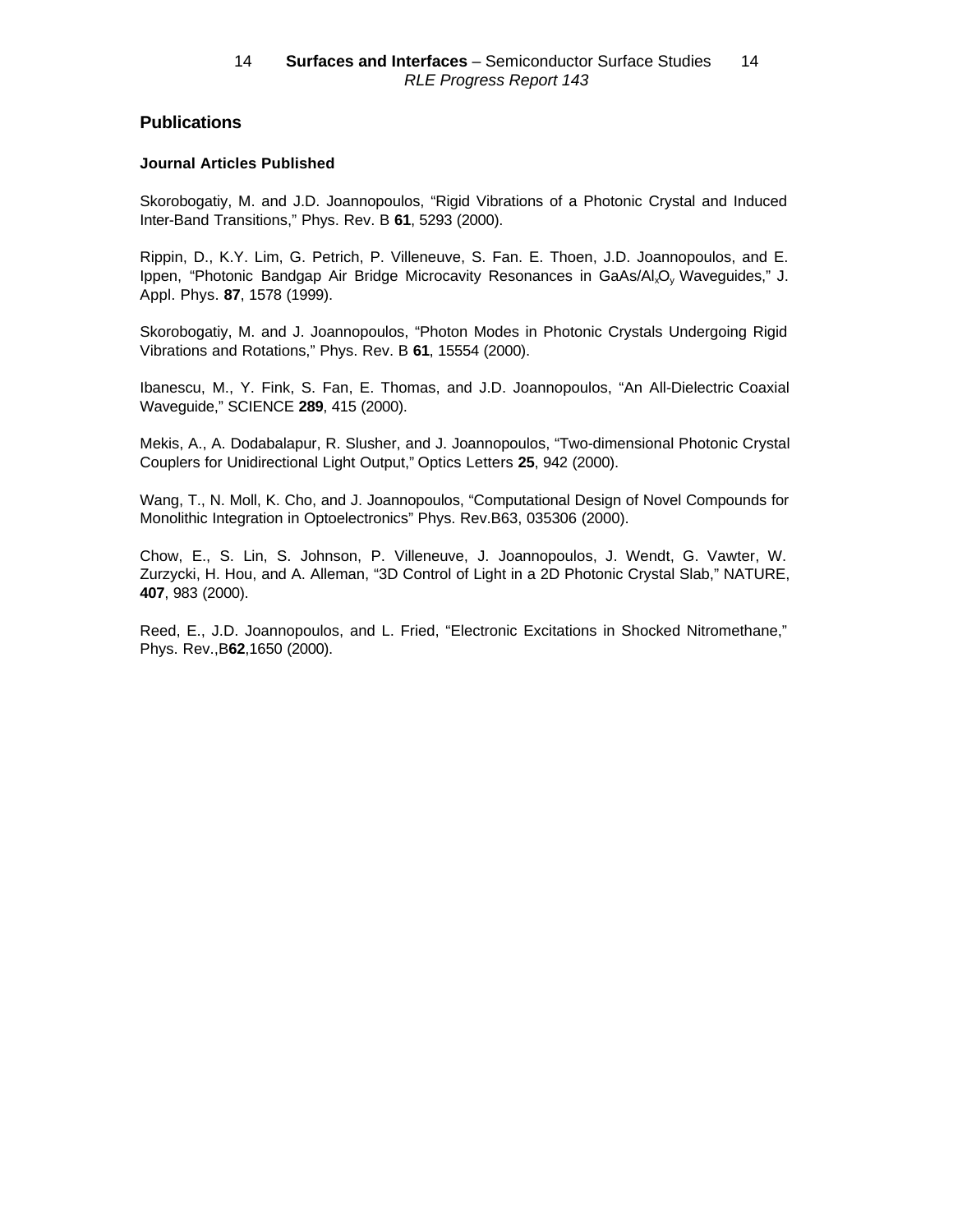## Publications

### Journal Articles Published

Skorobogatiy, M. and J.D. Joannopoulos, “Rigid Vibrations of a Photonic Crystal and Induced Inter-Band Transitions,” Phys. Rev. B **61**, 5293 (2000).

Rippin, D., K.Y. Lim, G. Petrich, P. Villeneuve, S. Fan. E. Thoen, J.D. Joannopoulos, and E. Ippen, “Photonic Bandgap Air Bridge Microcavity Resonances in GaAs/$Al_xO_y$ Waveguides,” J. Appl. Phys. **87**, 1578 (1999).

Skorobogatiy, M. and J. Joannopoulos, “Photon Modes in Photonic Crystals Undergoing Rigid Vibrations and Rotations,” Phys. Rev. B **61**, 15554 (2000).

Ibanescu, M., Y. Fink, S. Fan, E. Thomas, and J.D. Joannopoulos, “An All-Dielectric Coaxial Waveguide,” SCIENCE **289**, 415 (2000).

Mekis, A., A. Dodabalapur, R. Slusher, and J. Joannopoulos, “Two-dimensional Photonic Crystal Couplers for Unidirectional Light Output,” Optics Letters **25**, 942 (2000).

Wang, T., N. Moll, K. Cho, and J. Joannopoulos, “Computational Design of Novel Compounds for Monolithic Integration in Optoelectronics” Phys. Rev.B63, 035306 (2000).

Chow, E., S. Lin, S. Johnson, P. Villeneuve, J. Joannopoulos, J. Wendt, G. Vawter, W. Zurzycki, H. Hou, and A. Alleman, “3D Control of Light in a 2D Photonic Crystal Slab,” NATURE, **407**, 983 (2000).

Reed, E., J.D. Joannopoulos, and L. Fried, “Electronic Excitations in Shocked Nitromethane,” Phys. Rev.,B**62**,1650 (2000).